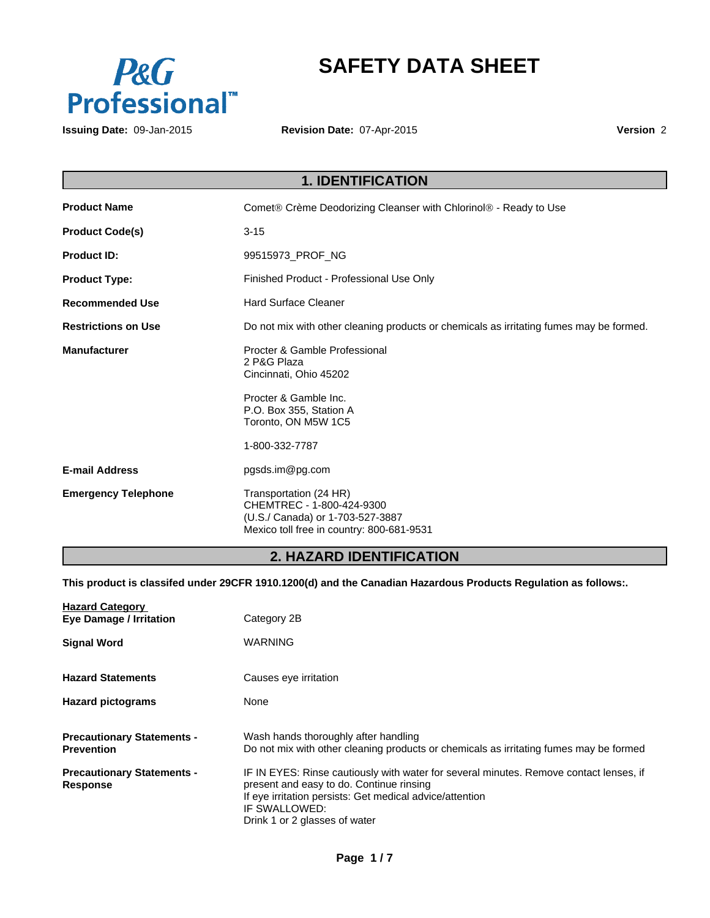P&G Professional™

# SAFETY DATA SHEET

**Issuing Date:** 09-Jan-2015 **Revision Date:** 07-Apr-2015 **Version** 2

## 1. IDENTIFICATION

| | |
|---|---|
| **Product Name** | Comet® Crème Deodorizing Cleanser with Chlorinol® - Ready to Use |
| **Product Code(s)** | 3-15 |
| **Product ID:** | 99515973_PROF_NG |
| **Product Type:** | Finished Product - Professional Use Only |
| **Recommended Use** | Hard Surface Cleaner |
| **Restrictions on Use** | Do not mix with other cleaning products or chemicals as irritating fumes may be formed. |
| **Manufacturer** | Procter & Gamble Professional<br>2 P&G Plaza<br>Cincinnati, Ohio 45202<br><br>Procter & Gamble Inc.<br>P.O. Box 355, Station A<br>Toronto, ON M5W 1C5<br><br>1-800-332-7787 |
| **E-mail Address** | pgsds.im@pg.com |
| **Emergency Telephone** | Transportation (24 HR)<br>CHEMTREC - 1-800-424-9300<br>(U.S./ Canada) or 1-703-527-3887<br>Mexico toll free in country: 800-681-9531 |

## 2. HAZARD IDENTIFICATION

**This product is classifed under 29CFR 1910.1200(d) and the Canadian Hazardous Products Regulation as follows:.**

| **Hazard Category** | |
|---|---|
| **Eye Damage / Irritation** | Category 2B |
| **Signal Word** | WARNING |
| **Hazard Statements** | Causes eye irritation |
| **Hazard pictograms** | None |
| **Precautionary Statements - Prevention** | Wash hands thoroughly after handling<br>Do not mix with other cleaning products or chemicals as irritating fumes may be formed |
| **Precautionary Statements - Response** | IF IN EYES: Rinse cautiously with water for several minutes. Remove contact lenses, if present and easy to do. Continue rinsing<br>If eye irritation persists: Get medical advice/attention<br>IF SWALLOWED:<br>Drink 1 or 2 glasses of water |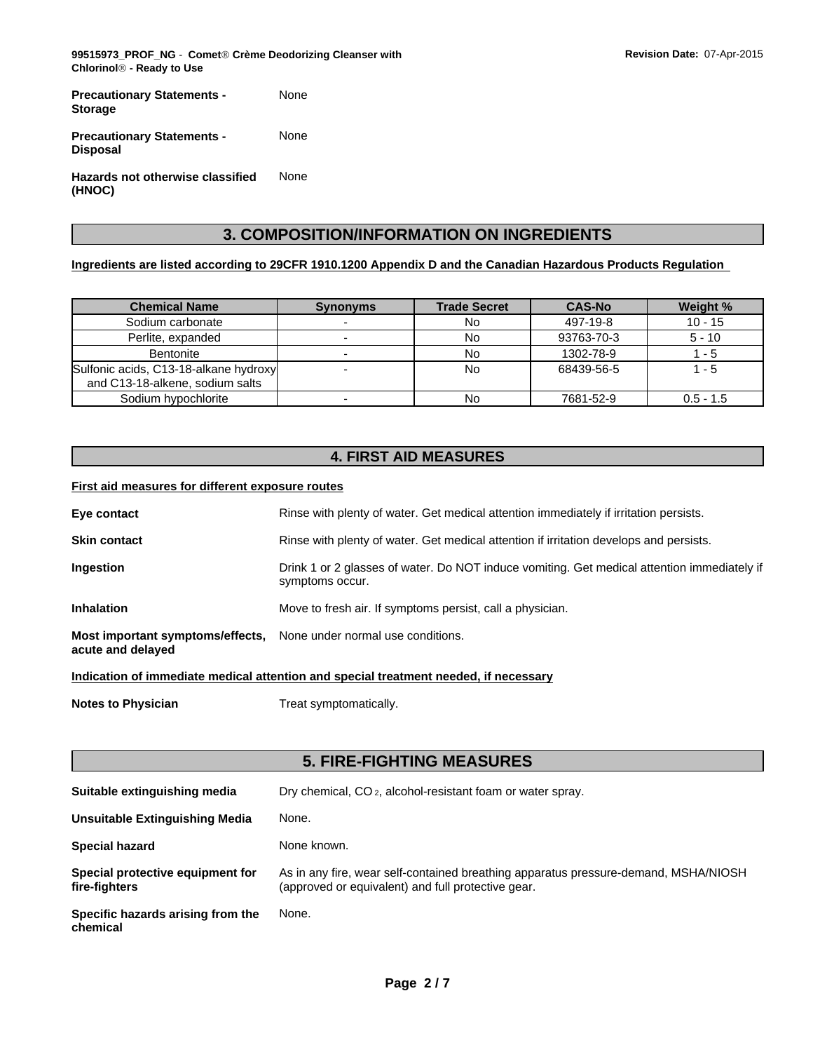**Precautionary Statements - Storage** None

**Precautionary Statements - Disposal** None

**Hazards not otherwise classified (HNOC)** None

## 3. COMPOSITION/INFORMATION ON INGREDIENTS

**Ingredients are listed according to 29CFR 1910.1200 Appendix D and the Canadian Hazardous Products Regulation**

| Chemical Name | Synonyms | Trade Secret | CAS-No | Weight % |
|---|---|---|---|---|
| Sodium carbonate | - | No | 497-19-8 | 10 - 15 |
| Perlite, expanded | - | No | 93763-70-3 | 5 - 10 |
| Bentonite | - | No | 1302-78-9 | 1 - 5 |
| Sulfonic acids, C13-18-alkane hydroxy and C13-18-alkene, sodium salts | - | No | 68439-56-5 | 1 - 5 |
| Sodium hypochlorite | - | No | 7681-52-9 | 0.5 - 1.5 |

## 4. FIRST AID MEASURES

**First aid measures for different exposure routes**

**Eye contact** Rinse with plenty of water. Get medical attention immediately if irritation persists.

**Skin contact** Rinse with plenty of water. Get medical attention if irritation develops and persists.

**Ingestion** Drink 1 or 2 glasses of water. Do NOT induce vomiting. Get medical attention immediately if symptoms occur.

**Inhalation** Move to fresh air. If symptoms persist, call a physician.

**Most important symptoms/effects, acute and delayed** None under normal use conditions.

**Indication of immediate medical attention and special treatment needed, if necessary**

**Notes to Physician** Treat symptomatically.

## 5. FIRE-FIGHTING MEASURES

**Suitable extinguishing media** Dry chemical, $CO_2$, alcohol-resistant foam or water spray.

**Unsuitable Extinguishing Media** None.

**Special hazard** None known.

**Special protective equipment for fire-fighters** As in any fire, wear self-contained breathing apparatus pressure-demand, MSHA/NIOSH (approved or equivalent) and full protective gear.

**Specific hazards arising from the chemical** None.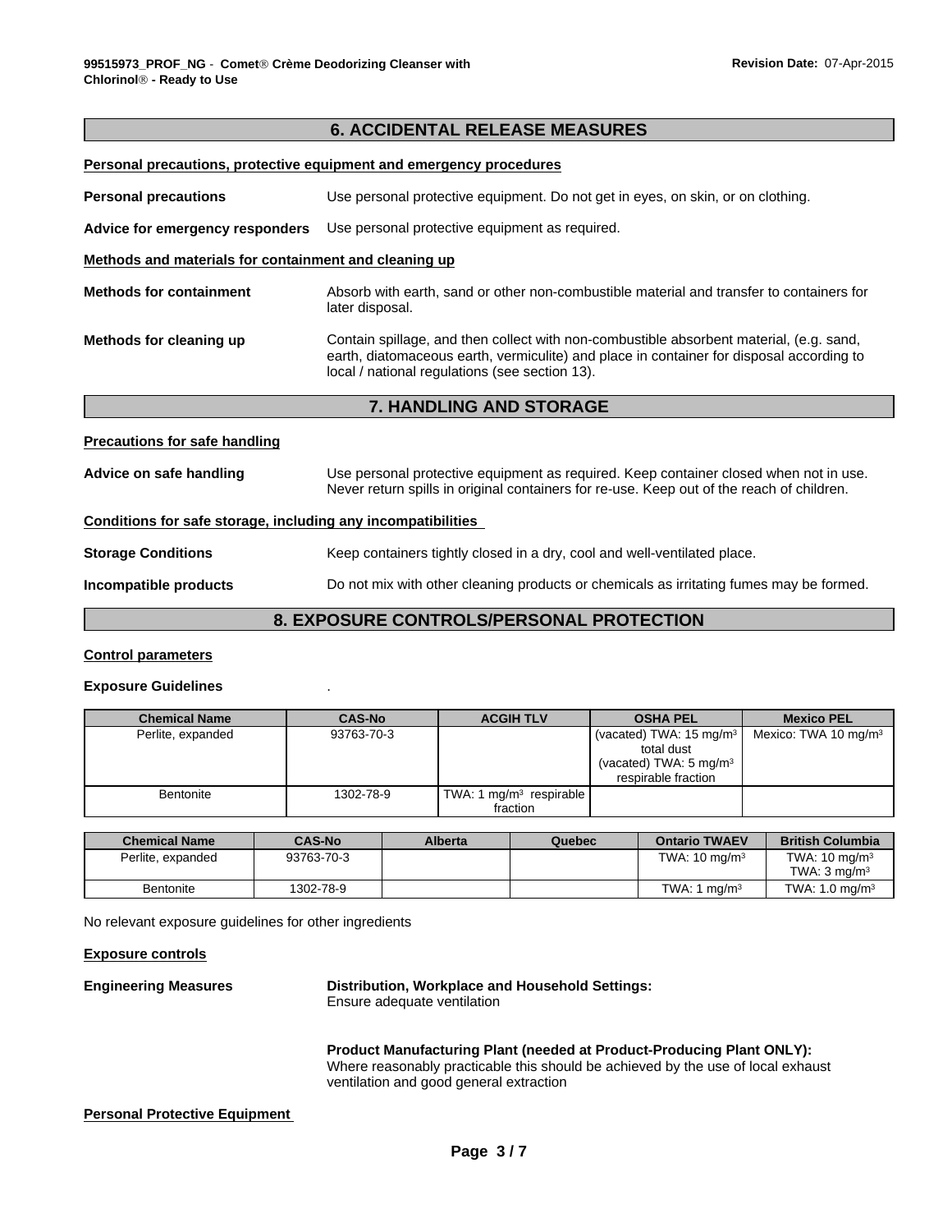## 6. ACCIDENTAL RELEASE MEASURES

**Personal precautions, protective equipment and emergency procedures**

**Personal precautions** Use personal protective equipment. Do not get in eyes, on skin, or on clothing.

**Advice for emergency responders** Use personal protective equipment as required.

**Methods and materials for containment and cleaning up**

**Methods for containment** Absorb with earth, sand or other non-combustible material and transfer to containers for later disposal.

**Methods for cleaning up** Contain spillage, and then collect with non-combustible absorbent material, (e.g. sand, earth, diatomaceous earth, vermiculite) and place in container for disposal according to local / national regulations (see section 13).

## 7. HANDLING AND STORAGE

**Precautions for safe handling**

**Advice on safe handling** Use personal protective equipment as required. Keep container closed when not in use. Never return spills in original containers for re-use. Keep out of the reach of children.

**Conditions for safe storage, including any incompatibilities**

**Storage Conditions** Keep containers tightly closed in a dry, cool and well-ventilated place.

**Incompatible products** Do not mix with other cleaning products or chemicals as irritating fumes may be formed.

## 8. EXPOSURE CONTROLS/PERSONAL PROTECTION

**Control parameters**

**Exposure Guidelines** .

| Chemical Name | CAS-No | ACGIH TLV | OSHA PEL | Mexico PEL |
|---|---|---|---|---|
| Perlite, expanded | 93763-70-3 | | (vacated) TWA: 15 mg/m³ total dust<br>(vacated) TWA: 5 mg/m³ respirable fraction | Mexico: TWA 10 mg/m³ |
| Bentonite | 1302-78-9 | TWA: 1 mg/m³ respirable fraction | | |

| Chemical Name | CAS-No | Alberta | Quebec | Ontario TWAEV | British Columbia |
|---|---|---|---|---|---|
| Perlite, expanded | 93763-70-3 | | | TWA: 10 mg/m³ | TWA: 10 mg/m³<br>TWA: 3 mg/m³ |
| Bentonite | 1302-78-9 | | | TWA: 1 mg/m³ | TWA: 1.0 mg/m³ |

No relevant exposure guidelines for other ingredients

**Exposure controls**

**Engineering Measures** **Distribution, Workplace and Household Settings:**
Ensure adequate ventilation

**Product Manufacturing Plant (needed at Product-Producing Plant ONLY):**
Where reasonably practicable this should be achieved by the use of local exhaust ventilation and good general extraction

**Personal Protective Equipment**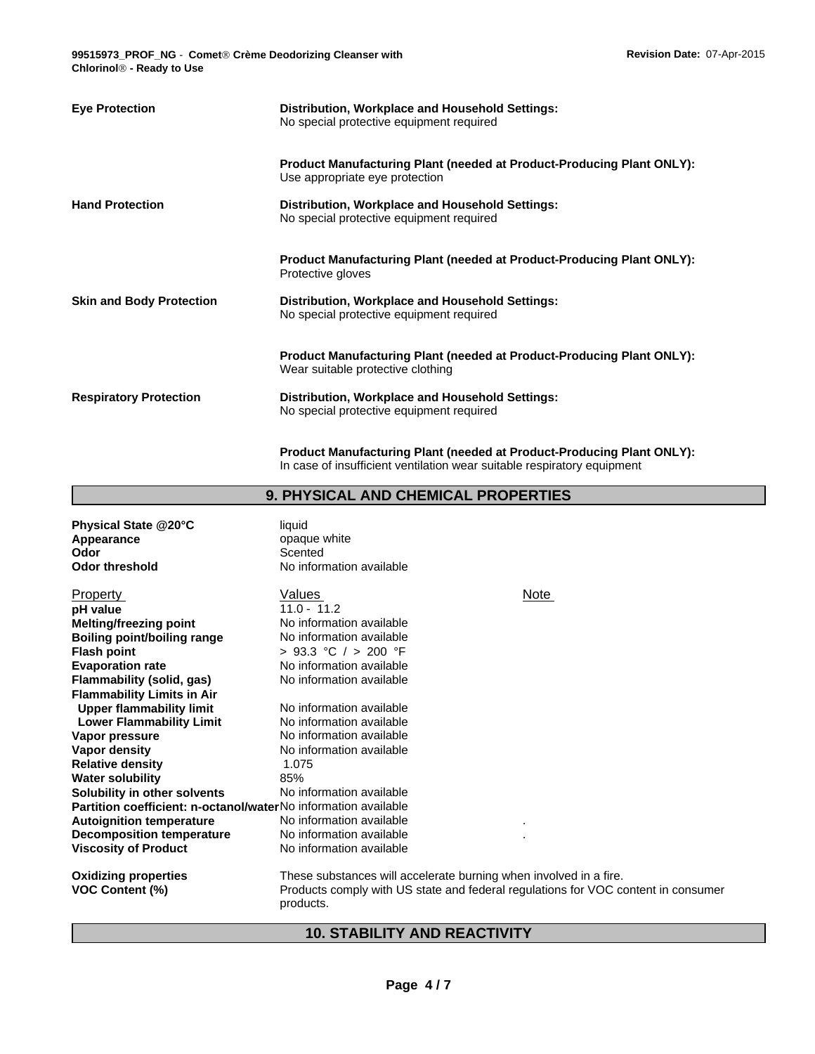| | |
|---|---|
| **Eye Protection** | **Distribution, Workplace and Household Settings:** No special protective equipment required |
| | **Product Manufacturing Plant (needed at Product-Producing Plant ONLY):** Use appropriate eye protection |
| **Hand Protection** | **Distribution, Workplace and Household Settings:** No special protective equipment required |
| | **Product Manufacturing Plant (needed at Product-Producing Plant ONLY):** Protective gloves |
| **Skin and Body Protection** | **Distribution, Workplace and Household Settings:** No special protective equipment required |
| | **Product Manufacturing Plant (needed at Product-Producing Plant ONLY):** Wear suitable protective clothing |
| **Respiratory Protection** | **Distribution, Workplace and Household Settings:** No special protective equipment required |
| | **Product Manufacturing Plant (needed at Product-Producing Plant ONLY):** In case of insufficient ventilation wear suitable respiratory equipment |

## 9. PHYSICAL AND CHEMICAL PROPERTIES

| | |
|---|---|
| **Physical State @20°C** | liquid |
| **Appearance** | opaque white |
| **Odor** | Scented |
| **Odor threshold** | No information available |

| Property | Values | Note |
|---|---|---|
| **pH value** | 11.0 - 11.2 | |
| **Melting/freezing point** | No information available | |
| **Boiling point/boiling range** | No information available | |
| **Flash point** | > 93.3 °C / > 200 °F | |
| **Evaporation rate** | No information available | |
| **Flammability (solid, gas)** | No information available | |
| **Flammability Limits in Air** | | |
| **Upper flammability limit** | No information available | |
| **Lower Flammability Limit** | No information available | |
| **Vapor pressure** | No information available | |
| **Vapor density** | No information available | |
| **Relative density** | 1.075 | |
| **Water solubility** | 85% | |
| **Solubility in other solvents** | No information available | |
| **Partition coefficient: n-octanol/water** | No information available | |
| **Autoignition temperature** | No information available | . |
| **Decomposition temperature** | No information available | . |
| **Viscosity of Product** | No information available | |

| | |
|---|---|
| **Oxidizing properties** | These substances will accelerate burning when involved in a fire. |
| **VOC Content (%)** | Products comply with US state and federal regulations for VOC content in consumer products. |

## 10. STABILITY AND REACTIVITY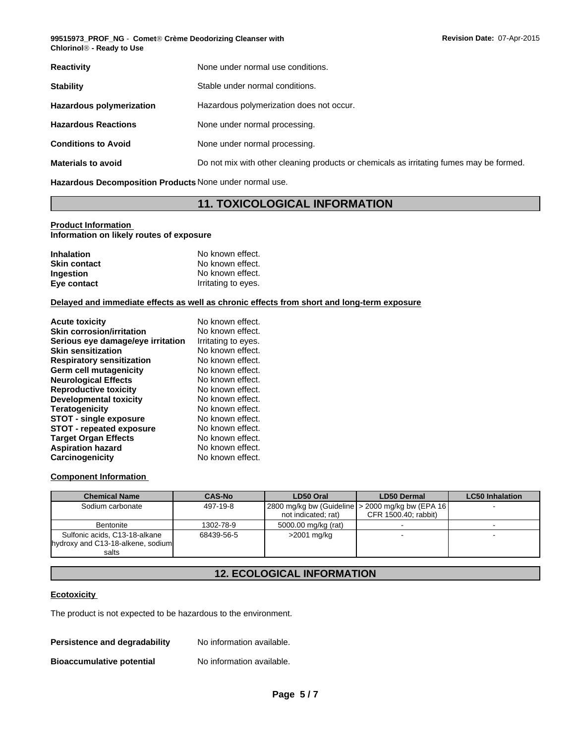| | |
|---|---|
| **Reactivity** | None under normal use conditions. |
| **Stability** | Stable under normal conditions. |
| **Hazardous polymerization** | Hazardous polymerization does not occur. |
| **Hazardous Reactions** | None under normal processing. |
| **Conditions to Avoid** | None under normal processing. |
| **Materials to avoid** | Do not mix with other cleaning products or chemicals as irritating fumes may be formed. |
| **Hazardous Decomposition Products** | None under normal use. |

# 11. TOXICOLOGICAL INFORMATION

**Product Information**
**Information on likely routes of exposure**

| | |
|---|---|
| **Inhalation** | No known effect. |
| **Skin contact** | No known effect. |
| **Ingestion** | No known effect. |
| **Eye contact** | Irritating to eyes. |

**Delayed and immediate effects as well as chronic effects from short and long-term exposure**

| | |
|---|---|
| **Acute toxicity** | No known effect. |
| **Skin corrosion/irritation** | No known effect. |
| **Serious eye damage/eye irritation** | Irritating to eyes. |
| **Skin sensitization** | No known effect. |
| **Respiratory sensitization** | No known effect. |
| **Germ cell mutagenicity** | No known effect. |
| **Neurological Effects** | No known effect. |
| **Reproductive toxicity** | No known effect. |
| **Developmental toxicity** | No known effect. |
| **Teratogenicity** | No known effect. |
| **STOT - single exposure** | No known effect. |
| **STOT - repeated exposure** | No known effect. |
| **Target Organ Effects** | No known effect. |
| **Aspiration hazard** | No known effect. |
| **Carcinogenicity** | No known effect. |

**Component Information**

| Chemical Name | CAS-No | LD50 Oral | LD50 Dermal | LC50 Inhalation |
|---|---|---|---|---|
| Sodium carbonate | 497-19-8 | 2800 mg/kg bw (Guideline not indicated; rat) | > 2000 mg/kg bw (EPA 16 CFR 1500.40; rabbit) | - |
| Bentonite | 1302-78-9 | 5000.00 mg/kg (rat) | - | - |
| Sulfonic acids, C13-18-alkane hydroxy and C13-18-alkene, sodium salts | 68439-56-5 | >2001 mg/kg | - | - |

# 12. ECOLOGICAL INFORMATION

**Ecotoxicity**

The product is not expected to be hazardous to the environment.

| | |
|---|---|
| **Persistence and degradability** | No information available. |
| **Bioaccumulative potential** | No information available. |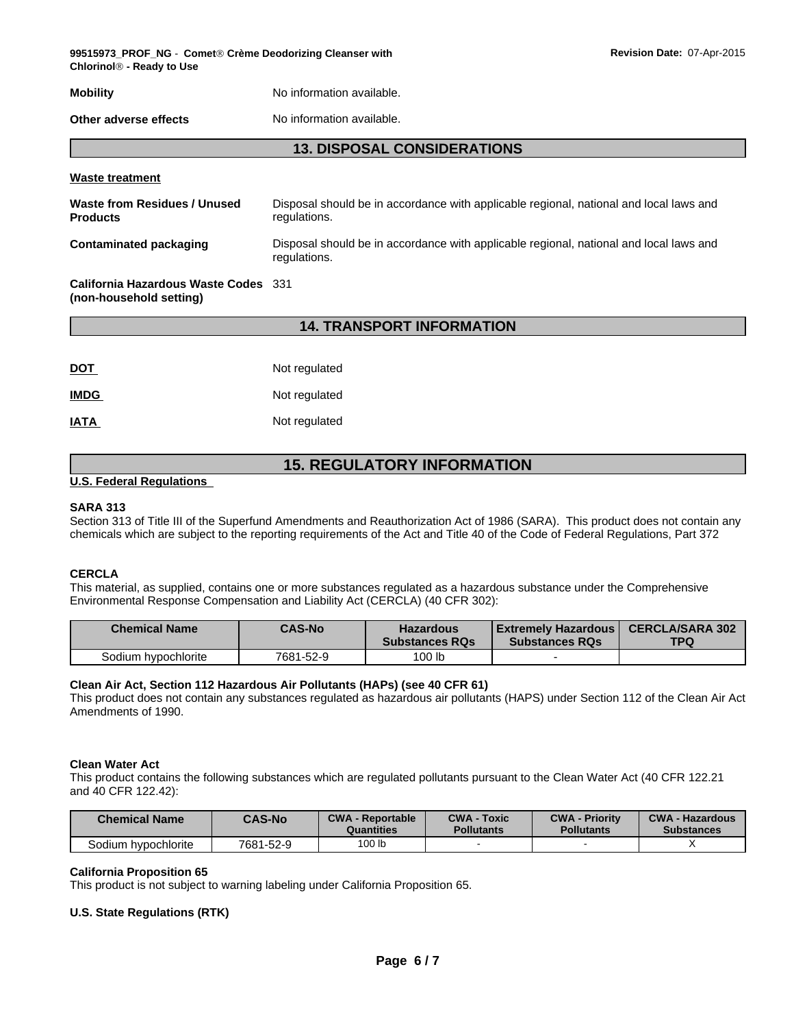**Mobility** No information available.

**Other adverse effects** No information available.

## 13. DISPOSAL CONSIDERATIONS

**Waste treatment**

**Waste from Residues / Unused Products**: Disposal should be in accordance with applicable regional, national and local laws and regulations.

**Contaminated packaging**: Disposal should be in accordance with applicable regional, national and local laws and regulations.

**California Hazardous Waste Codes (non-household setting)**: 331

## 14. TRANSPORT INFORMATION

**DOT** Not regulated

**IMDG** Not regulated

**IATA** Not regulated

## 15. REGULATORY INFORMATION

**U.S. Federal Regulations**

**SARA 313**

Section 313 of Title III of the Superfund Amendments and Reauthorization Act of 1986 (SARA). This product does not contain any chemicals which are subject to the reporting requirements of the Act and Title 40 of the Code of Federal Regulations, Part 372

**CERCLA**

This material, as supplied, contains one or more substances regulated as a hazardous substance under the Comprehensive Environmental Response Compensation and Liability Act (CERCLA) (40 CFR 302):

| Chemical Name | CAS-No | Hazardous Substances RQs | Extremely Hazardous Substances RQs | CERCLA/SARA 302 TPQ |
|---|---|---|---|---|
| Sodium hypochlorite | 7681-52-9 | 100 lb | - | |

**Clean Air Act, Section 112 Hazardous Air Pollutants (HAPs) (see 40 CFR 61)**

This product does not contain any substances regulated as hazardous air pollutants (HAPS) under Section 112 of the Clean Air Act Amendments of 1990.

**Clean Water Act**

This product contains the following substances which are regulated pollutants pursuant to the Clean Water Act (40 CFR 122.21 and 40 CFR 122.42):

| Chemical Name | CAS-No | CWA - Reportable Quantities | CWA - Toxic Pollutants | CWA - Priority Pollutants | CWA - Hazardous Substances |
|---|---|---|---|---|---|
| Sodium hypochlorite | 7681-52-9 | 100 lb | - | - | X |

**California Proposition 65**

This product is not subject to warning labeling under California Proposition 65.

**U.S. State Regulations (RTK)**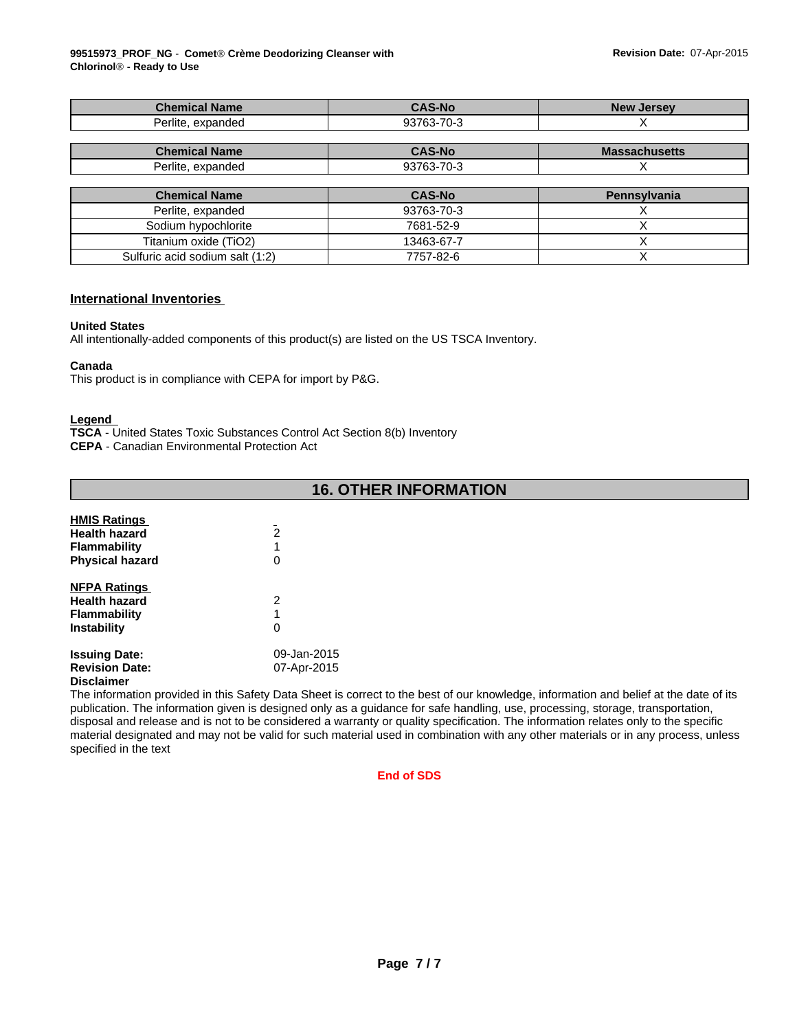| Chemical Name | CAS-No | New Jersey |
|---|---|---|
| Perlite, expanded | 93763-70-3 | X |

| Chemical Name | CAS-No | Massachusetts |
|---|---|---|
| Perlite, expanded | 93763-70-3 | X |

| Chemical Name | CAS-No | Pennsylvania |
|---|---|---|
| Perlite, expanded | 93763-70-3 | X |
| Sodium hypochlorite | 7681-52-9 | X |
| Titanium oxide (TiO2) | 13463-67-7 | X |
| Sulfuric acid sodium salt (1:2) | 7757-82-6 | X |

**International Inventories**

**United States**
All intentionally-added components of this product(s) are listed on the US TSCA Inventory.

**Canada**
This product is in compliance with CEPA for import by P&G.

**Legend**
**TSCA** - United States Toxic Substances Control Act Section 8(b) Inventory
**CEPA** - Canadian Environmental Protection Act

## 16. OTHER INFORMATION

**HMIS Ratings**

| | |
|---|---|
| **Health hazard** | 2 |
| **Flammability** | 1 |
| **Physical hazard** | 0 |

**NFPA Ratings**

| | |
|---|---|
| **Health hazard** | 2 |
| **Flammability** | 1 |
| **Instability** | 0 |

**Issuing Date:** 09-Jan-2015
**Revision Date:** 07-Apr-2015

**Disclaimer**
The information provided in this Safety Data Sheet is correct to the best of our knowledge, information and belief at the date of its publication. The information given is designed only as a guidance for safe handling, use, processing, storage, transportation, disposal and release and is not to be considered a warranty or quality specification. The information relates only to the specific material designated and may not be valid for such material used in combination with any other materials or in any process, unless specified in the text

**End of SDS**